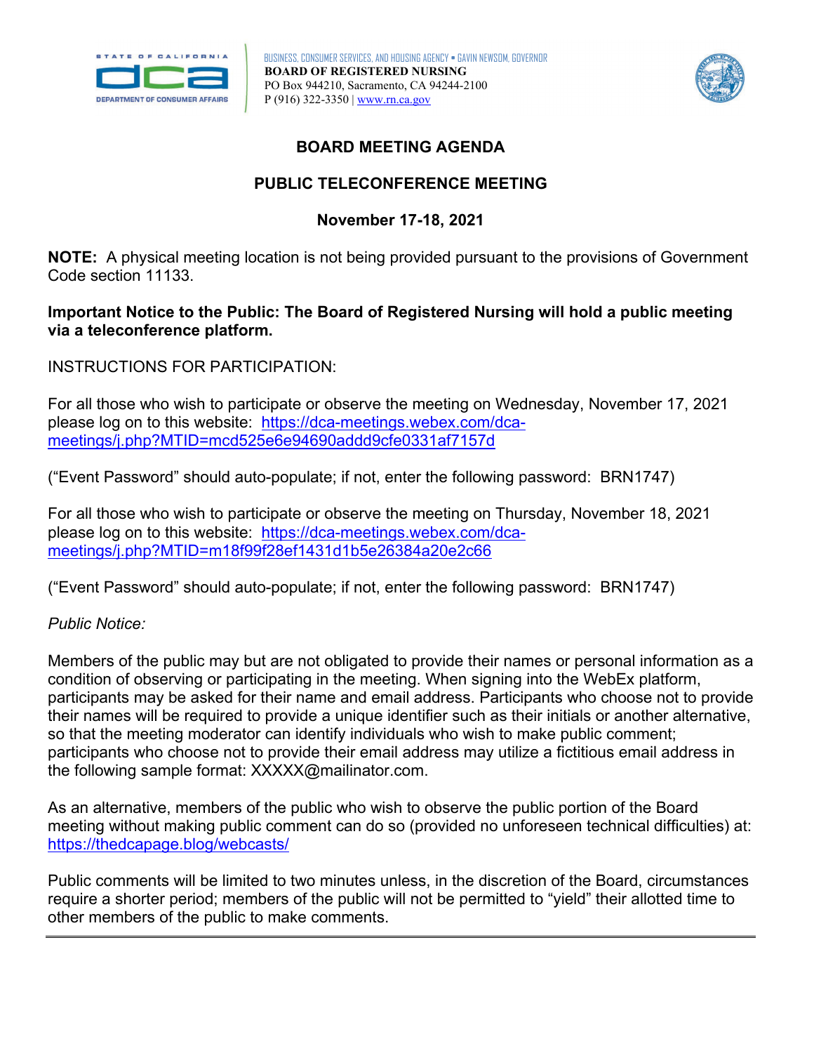BUSINESS, CONSUMER SERVICES, AND HOUSING AGENCY • GAVIN NEWSOM, GOVERNOR
**BOARD OF REGISTERED NURSING**
PO Box 944210, Sacramento, CA 94244-2100
P (916) 322-3350 | www.rn.ca.gov

# BOARD MEETING AGENDA

## PUBLIC TELECONFERENCE MEETING

## November 17-18, 2021

**NOTE:** A physical meeting location is not being provided pursuant to the provisions of Government Code section 11133.

**Important Notice to the Public: The Board of Registered Nursing will hold a public meeting via a teleconference platform.**

INSTRUCTIONS FOR PARTICIPATION:

For all those who wish to participate or observe the meeting on Wednesday, November 17, 2021 please log on to this website: https://dca-meetings.webex.com/dca-meetings/j.php?MTID=mcd525e6e94690addd9cfe0331af7157d

("Event Password" should auto-populate; if not, enter the following password: BRN1747)

For all those who wish to participate or observe the meeting on Thursday, November 18, 2021 please log on to this website: https://dca-meetings.webex.com/dca-meetings/j.php?MTID=m18f99f28ef1431d1b5e26384a20e2c66

("Event Password" should auto-populate; if not, enter the following password: BRN1747)

*Public Notice:*

Members of the public may but are not obligated to provide their names or personal information as a condition of observing or participating in the meeting. When signing into the WebEx platform, participants may be asked for their name and email address. Participants who choose not to provide their names will be required to provide a unique identifier such as their initials or another alternative, so that the meeting moderator can identify individuals who wish to make public comment; participants who choose not to provide their email address may utilize a fictitious email address in the following sample format: XXXXX@mailinator.com.

As an alternative, members of the public who wish to observe the public portion of the Board meeting without making public comment can do so (provided no unforeseen technical difficulties) at: https://thedcapage.blog/webcasts/

Public comments will be limited to two minutes unless, in the discretion of the Board, circumstances require a shorter period; members of the public will not be permitted to "yield" their allotted time to other members of the public to make comments.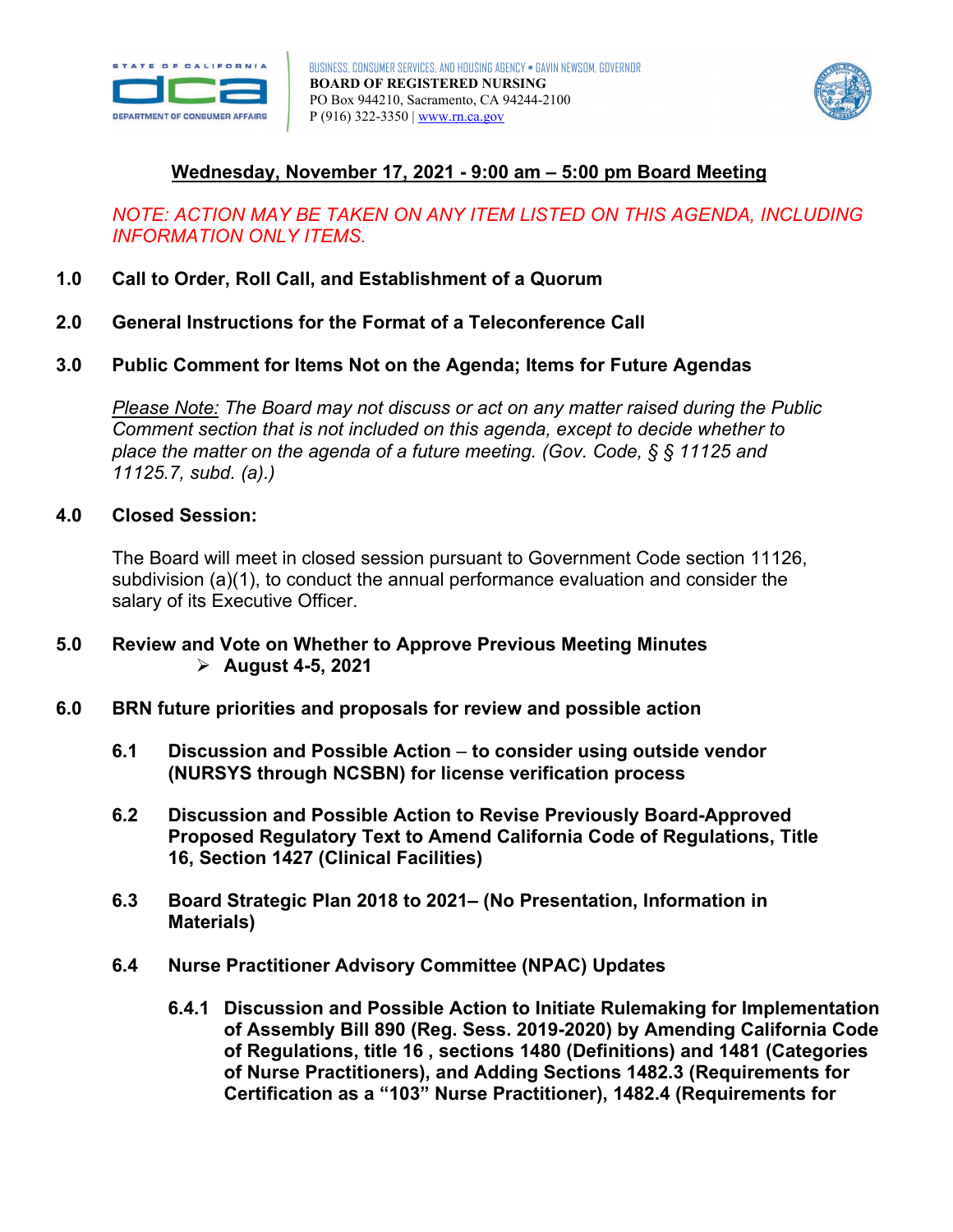BUSINESS, CONSUMER SERVICES, AND HOUSING AGENCY • GAVIN NEWSOM, GOVERNOR
**BOARD OF REGISTERED NURSING**
PO Box 944210, Sacramento, CA 94244-2100
P (916) 322-3350 | www.rn.ca.gov

## Wednesday, November 17, 2021 - 9:00 am – 5:00 pm Board Meeting

*NOTE: ACTION MAY BE TAKEN ON ANY ITEM LISTED ON THIS AGENDA, INCLUDING INFORMATION ONLY ITEMS.*

**1.0 Call to Order, Roll Call, and Establishment of a Quorum**

**2.0 General Instructions for the Format of a Teleconference Call**

**3.0 Public Comment for Items Not on the Agenda; Items for Future Agendas**

*Please Note: The Board may not discuss or act on any matter raised during the Public Comment section that is not included on this agenda, except to decide whether to place the matter on the agenda of a future meeting. (Gov. Code, § § 11125 and 11125.7, subd. (a).)*

**4.0 Closed Session:**

The Board will meet in closed session pursuant to Government Code section 11126, subdivision (a)(1), to conduct the annual performance evaluation and consider the salary of its Executive Officer.

**5.0 Review and Vote on Whether to Approve Previous Meeting Minutes**

- **August 4-5, 2021**

**6.0 BRN future priorities and proposals for review and possible action**

**6.1 Discussion and Possible Action – to consider using outside vendor (NURSYS through NCSBN) for license verification process**

**6.2 Discussion and Possible Action to Revise Previously Board-Approved Proposed Regulatory Text to Amend California Code of Regulations, Title 16, Section 1427 (Clinical Facilities)**

**6.3 Board Strategic Plan 2018 to 2021– (No Presentation, Information in Materials)**

**6.4 Nurse Practitioner Advisory Committee (NPAC) Updates**

**6.4.1 Discussion and Possible Action to Initiate Rulemaking for Implementation of Assembly Bill 890 (Reg. Sess. 2019-2020) by Amending California Code of Regulations, title 16 , sections 1480 (Definitions) and 1481 (Categories of Nurse Practitioners), and Adding Sections 1482.3 (Requirements for Certification as a “103” Nurse Practitioner), 1482.4 (Requirements for**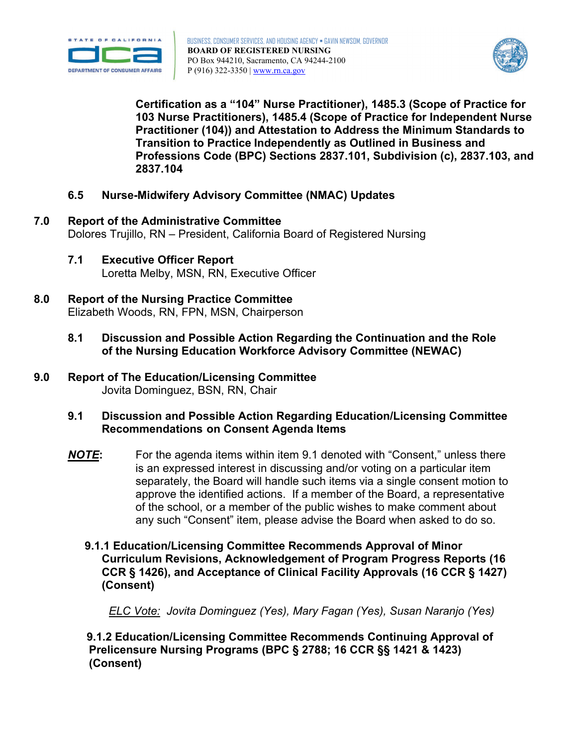**Certification as a "104" Nurse Practitioner), 1485.3 (Scope of Practice for 103 Nurse Practitioners), 1485.4 (Scope of Practice for Independent Nurse Practitioner (104)) and Attestation to Address the Minimum Standards to Transition to Practice Independently as Outlined in Business and Professions Code (BPC) Sections 2837.101, Subdivision (c), 2837.103, and 2837.104**

### 6.5 Nurse-Midwifery Advisory Committee (NMAC) Updates

## 7.0 Report of the Administrative Committee

Dolores Trujillo, RN – President, California Board of Registered Nursing

### 7.1 Executive Officer Report

Loretta Melby, MSN, RN, Executive Officer

## 8.0 Report of the Nursing Practice Committee

Elizabeth Woods, RN, FPN, MSN, Chairperson

### 8.1 Discussion and Possible Action Regarding the Continuation and the Role of the Nursing Education Workforce Advisory Committee (NEWAC)

## 9.0 Report of The Education/Licensing Committee

Jovita Dominguez, BSN, RN, Chair

### 9.1 Discussion and Possible Action Regarding Education/Licensing Committee Recommendations on Consent Agenda Items

***NOTE*:** For the agenda items within item 9.1 denoted with "Consent," unless there is an expressed interest in discussing and/or voting on a particular item separately, the Board will handle such items via a single consent motion to approve the identified actions. If a member of the Board, a representative of the school, or a member of the public wishes to make comment about any such "Consent" item, please advise the Board when asked to do so.

#### 9.1.1 Education/Licensing Committee Recommends Approval of Minor Curriculum Revisions, Acknowledgement of Program Progress Reports (16 CCR § 1426), and Acceptance of Clinical Facility Approvals (16 CCR § 1427) (Consent)

*ELC Vote: Jovita Dominguez (Yes), Mary Fagan (Yes), Susan Naranjo (Yes)*

#### 9.1.2 Education/Licensing Committee Recommends Continuing Approval of Prelicensure Nursing Programs (BPC § 2788; 16 CCR §§ 1421 & 1423) (Consent)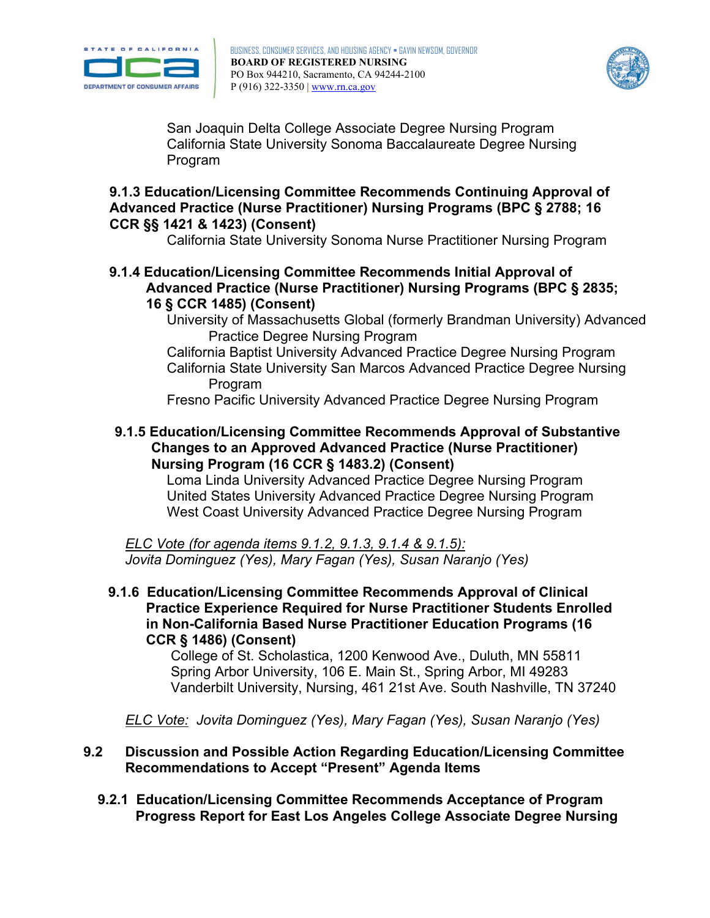San Joaquin Delta College Associate Degree Nursing Program
California State University Sonoma Baccalaureate Degree Nursing Program

**9.1.3 Education/Licensing Committee Recommends Continuing Approval of Advanced Practice (Nurse Practitioner) Nursing Programs (BPC § 2788; 16 CCR §§ 1421 & 1423) (Consent)**

California State University Sonoma Nurse Practitioner Nursing Program

**9.1.4 Education/Licensing Committee Recommends Initial Approval of Advanced Practice (Nurse Practitioner) Nursing Programs (BPC § 2835; 16 § CCR 1485) (Consent)**

University of Massachusetts Global (formerly Brandman University) Advanced Practice Degree Nursing Program
California Baptist University Advanced Practice Degree Nursing Program
California State University San Marcos Advanced Practice Degree Nursing Program
Fresno Pacific University Advanced Practice Degree Nursing Program

**9.1.5 Education/Licensing Committee Recommends Approval of Substantive Changes to an Approved Advanced Practice (Nurse Practitioner) Nursing Program (16 CCR § 1483.2) (Consent)**

Loma Linda University Advanced Practice Degree Nursing Program
United States University Advanced Practice Degree Nursing Program
West Coast University Advanced Practice Degree Nursing Program

*ELC Vote (for agenda items 9.1.2, 9.1.3, 9.1.4 & 9.1.5):*
*Jovita Dominguez (Yes), Mary Fagan (Yes), Susan Naranjo (Yes)*

**9.1.6 Education/Licensing Committee Recommends Approval of Clinical Practice Experience Required for Nurse Practitioner Students Enrolled in Non-California Based Nurse Practitioner Education Programs (16 CCR § 1486) (Consent)**

College of St. Scholastica, 1200 Kenwood Ave., Duluth, MN 55811
Spring Arbor University, 106 E. Main St., Spring Arbor, MI 49283
Vanderbilt University, Nursing, 461 21st Ave. South Nashville, TN 37240

*ELC Vote: Jovita Dominguez (Yes), Mary Fagan (Yes), Susan Naranjo (Yes)*

**9.2 Discussion and Possible Action Regarding Education/Licensing Committee Recommendations to Accept "Present" Agenda Items**

**9.2.1 Education/Licensing Committee Recommends Acceptance of Program Progress Report for East Los Angeles College Associate Degree Nursing**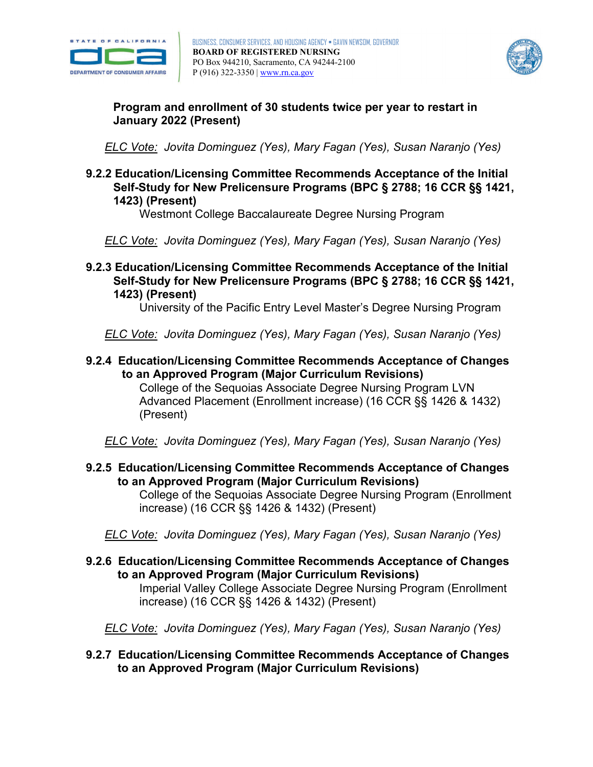**Program and enrollment of 30 students twice per year to restart in January 2022 (Present)**

*ELC Vote: Jovita Dominguez (Yes), Mary Fagan (Yes), Susan Naranjo (Yes)*

**9.2.2 Education/Licensing Committee Recommends Acceptance of the Initial Self-Study for New Prelicensure Programs (BPC § 2788; 16 CCR §§ 1421, 1423) (Present)**

Westmont College Baccalaureate Degree Nursing Program

*ELC Vote: Jovita Dominguez (Yes), Mary Fagan (Yes), Susan Naranjo (Yes)*

**9.2.3 Education/Licensing Committee Recommends Acceptance of the Initial Self-Study for New Prelicensure Programs (BPC § 2788; 16 CCR §§ 1421, 1423) (Present)**

University of the Pacific Entry Level Master's Degree Nursing Program

*ELC Vote: Jovita Dominguez (Yes), Mary Fagan (Yes), Susan Naranjo (Yes)*

**9.2.4 Education/Licensing Committee Recommends Acceptance of Changes to an Approved Program (Major Curriculum Revisions)**

College of the Sequoias Associate Degree Nursing Program LVN Advanced Placement (Enrollment increase) (16 CCR §§ 1426 & 1432) (Present)

*ELC Vote: Jovita Dominguez (Yes), Mary Fagan (Yes), Susan Naranjo (Yes)*

**9.2.5 Education/Licensing Committee Recommends Acceptance of Changes to an Approved Program (Major Curriculum Revisions)**

College of the Sequoias Associate Degree Nursing Program (Enrollment increase) (16 CCR §§ 1426 & 1432) (Present)

*ELC Vote: Jovita Dominguez (Yes), Mary Fagan (Yes), Susan Naranjo (Yes)*

**9.2.6 Education/Licensing Committee Recommends Acceptance of Changes to an Approved Program (Major Curriculum Revisions)**

Imperial Valley College Associate Degree Nursing Program (Enrollment increase) (16 CCR §§ 1426 & 1432) (Present)

*ELC Vote: Jovita Dominguez (Yes), Mary Fagan (Yes), Susan Naranjo (Yes)*

**9.2.7 Education/Licensing Committee Recommends Acceptance of Changes to an Approved Program (Major Curriculum Revisions)**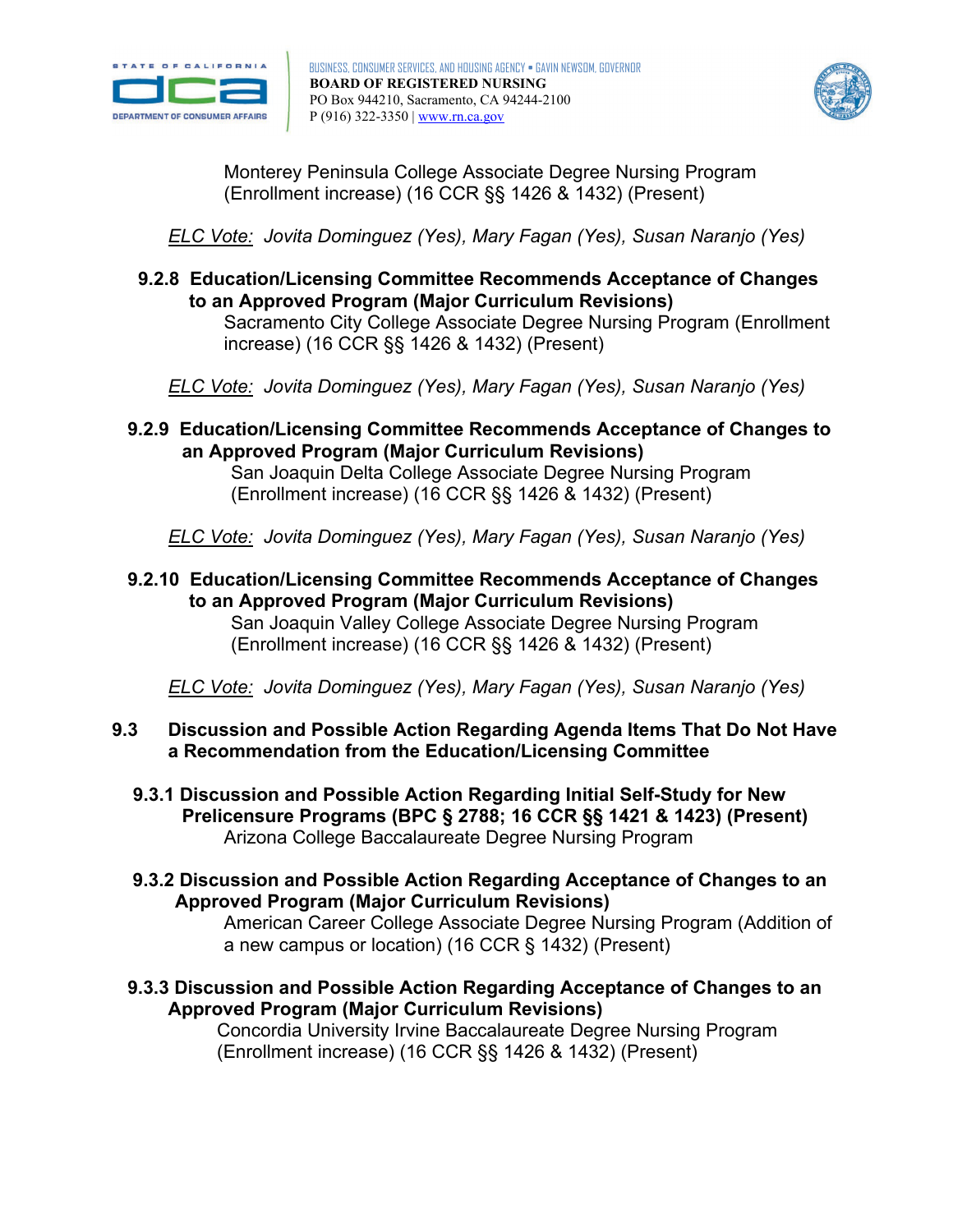Monterey Peninsula College Associate Degree Nursing Program (Enrollment increase) (16 CCR §§ 1426 & 1432) (Present)

*ELC Vote: Jovita Dominguez (Yes), Mary Fagan (Yes), Susan Naranjo (Yes)*

**9.2.8 Education/Licensing Committee Recommends Acceptance of Changes to an Approved Program (Major Curriculum Revisions)**
Sacramento City College Associate Degree Nursing Program (Enrollment increase) (16 CCR §§ 1426 & 1432) (Present)

*ELC Vote: Jovita Dominguez (Yes), Mary Fagan (Yes), Susan Naranjo (Yes)*

**9.2.9 Education/Licensing Committee Recommends Acceptance of Changes to an Approved Program (Major Curriculum Revisions)**
San Joaquin Delta College Associate Degree Nursing Program (Enrollment increase) (16 CCR §§ 1426 & 1432) (Present)

*ELC Vote: Jovita Dominguez (Yes), Mary Fagan (Yes), Susan Naranjo (Yes)*

**9.2.10 Education/Licensing Committee Recommends Acceptance of Changes to an Approved Program (Major Curriculum Revisions)**
San Joaquin Valley College Associate Degree Nursing Program (Enrollment increase) (16 CCR §§ 1426 & 1432) (Present)

*ELC Vote: Jovita Dominguez (Yes), Mary Fagan (Yes), Susan Naranjo (Yes)*

**9.3 Discussion and Possible Action Regarding Agenda Items That Do Not Have a Recommendation from the Education/Licensing Committee**

**9.3.1 Discussion and Possible Action Regarding Initial Self-Study for New Prelicensure Programs (BPC § 2788; 16 CCR §§ 1421 & 1423) (Present)**
Arizona College Baccalaureate Degree Nursing Program

**9.3.2 Discussion and Possible Action Regarding Acceptance of Changes to an Approved Program (Major Curriculum Revisions)**
American Career College Associate Degree Nursing Program (Addition of a new campus or location) (16 CCR § 1432) (Present)

**9.3.3 Discussion and Possible Action Regarding Acceptance of Changes to an Approved Program (Major Curriculum Revisions)**
Concordia University Irvine Baccalaureate Degree Nursing Program (Enrollment increase) (16 CCR §§ 1426 & 1432) (Present)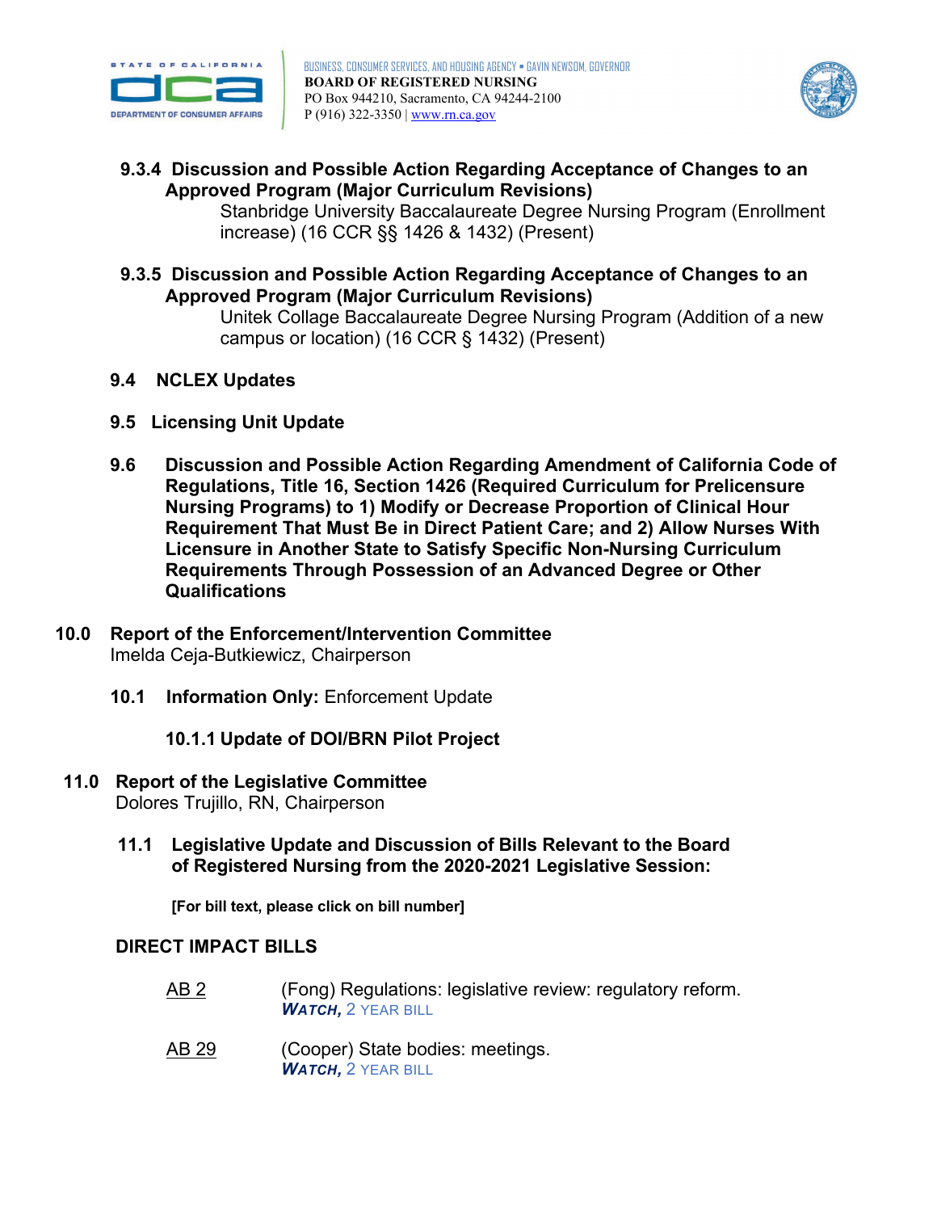**9.3.4 Discussion and Possible Action Regarding Acceptance of Changes to an Approved Program (Major Curriculum Revisions)**

Stanbridge University Baccalaureate Degree Nursing Program (Enrollment increase) (16 CCR §§ 1426 & 1432) (Present)

**9.3.5 Discussion and Possible Action Regarding Acceptance of Changes to an Approved Program (Major Curriculum Revisions)**

Unitek Collage Baccalaureate Degree Nursing Program (Addition of a new campus or location) (16 CCR § 1432) (Present)

**9.4 NCLEX Updates**

**9.5 Licensing Unit Update**

**9.6 Discussion and Possible Action Regarding Amendment of California Code of Regulations, Title 16, Section 1426 (Required Curriculum for Prelicensure Nursing Programs) to 1) Modify or Decrease Proportion of Clinical Hour Requirement That Must Be in Direct Patient Care; and 2) Allow Nurses With Licensure in Another State to Satisfy Specific Non-Nursing Curriculum Requirements Through Possession of an Advanced Degree or Other Qualifications**

## 10.0 Report of the Enforcement/Intervention Committee

Imelda Ceja-Butkiewicz, Chairperson

**10.1 Information Only:** Enforcement Update

**10.1.1 Update of DOI/BRN Pilot Project**

## 11.0 Report of the Legislative Committee

Dolores Trujillo, RN, Chairperson

**11.1 Legislative Update and Discussion of Bills Relevant to the Board of Registered Nursing from the 2020-2021 Legislative Session:**

**[For bill text, please click on bill number]**

**DIRECT IMPACT BILLS**

AB 2 (Fong) Regulations: legislative review: regulatory reform.
***WATCH,*** 2 YEAR BILL

AB 29 (Cooper) State bodies: meetings.
***WATCH,*** 2 YEAR BILL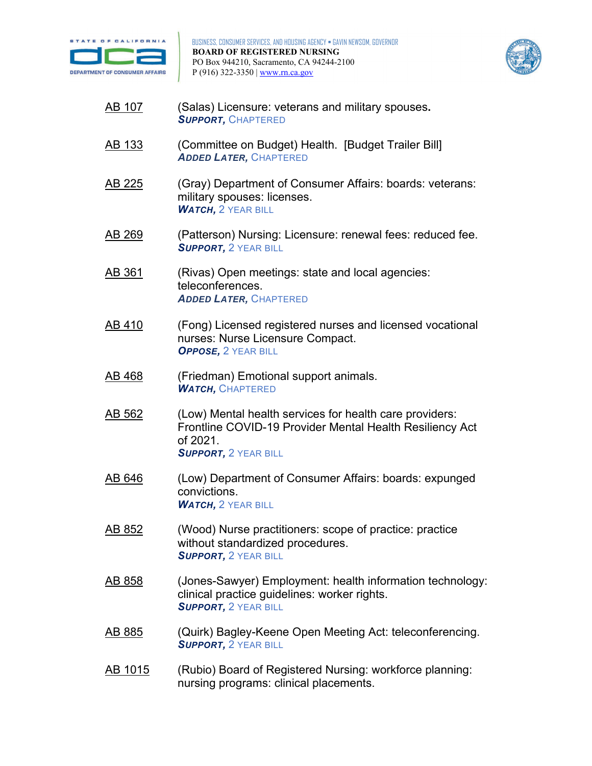AB 107 (Salas) Licensure: veterans and military spouses.
***SUPPORT,*** CHAPTERED

AB 133 (Committee on Budget) Health. [Budget Trailer Bill]
***ADDED LATER,*** CHAPTERED

AB 225 (Gray) Department of Consumer Affairs: boards: veterans: military spouses: licenses.
***WATCH,*** 2 YEAR BILL

AB 269 (Patterson) Nursing: Licensure: renewal fees: reduced fee.
***SUPPORT,*** 2 YEAR BILL

AB 361 (Rivas) Open meetings: state and local agencies: teleconferences.
***ADDED LATER,*** CHAPTERED

AB 410 (Fong) Licensed registered nurses and licensed vocational nurses: Nurse Licensure Compact.
***OPPOSE,*** 2 YEAR BILL

AB 468 (Friedman) Emotional support animals.
***WATCH,*** CHAPTERED

AB 562 (Low) Mental health services for health care providers: Frontline COVID-19 Provider Mental Health Resiliency Act of 2021.
***SUPPORT,*** 2 YEAR BILL

AB 646 (Low) Department of Consumer Affairs: boards: expunged convictions.
***WATCH,*** 2 YEAR BILL

AB 852 (Wood) Nurse practitioners: scope of practice: practice without standardized procedures.
***SUPPORT,*** 2 YEAR BILL

AB 858 (Jones-Sawyer) Employment: health information technology: clinical practice guidelines: worker rights.
***SUPPORT,*** 2 YEAR BILL

AB 885 (Quirk) Bagley-Keene Open Meeting Act: teleconferencing.
***SUPPORT,*** 2 YEAR BILL

AB 1015 (Rubio) Board of Registered Nursing: workforce planning: nursing programs: clinical placements.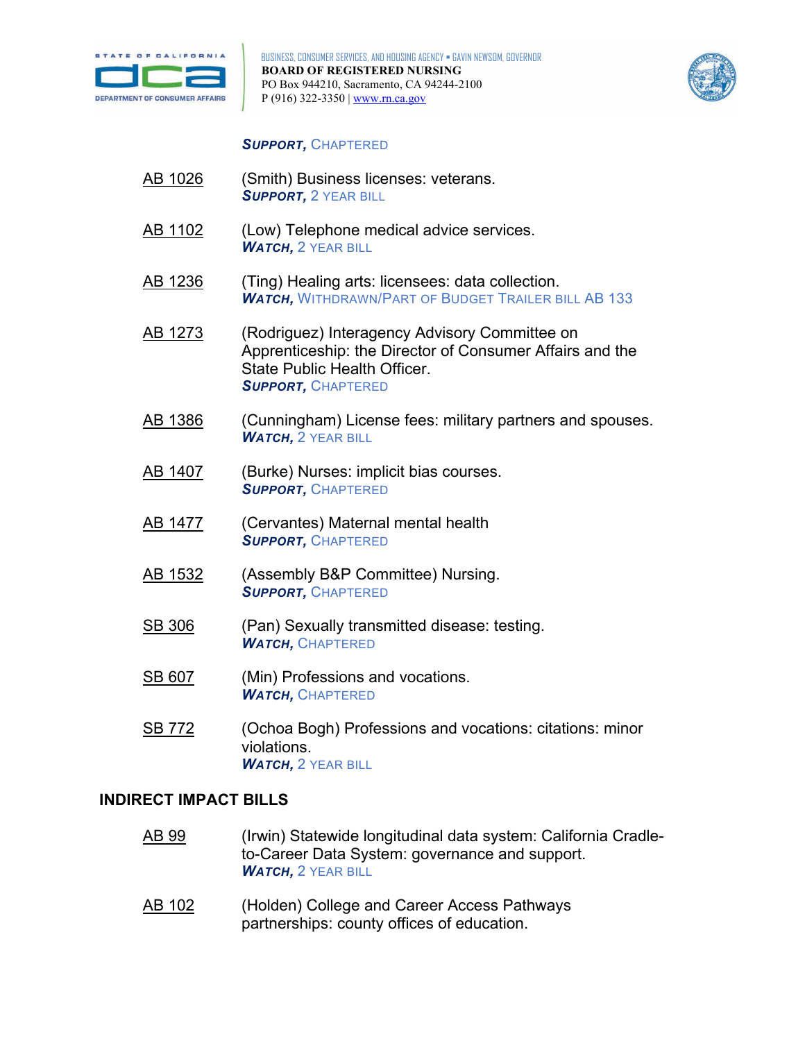***SUPPORT,*** CHAPTERED

AB 1026 — (Smith) Business licenses: veterans.
***SUPPORT,*** 2 YEAR BILL

AB 1102 — (Low) Telephone medical advice services.
***WATCH,*** 2 YEAR BILL

AB 1236 — (Ting) Healing arts: licensees: data collection.
***WATCH,*** WITHDRAWN/PART OF BUDGET TRAILER BILL AB 133

AB 1273 — (Rodriguez) Interagency Advisory Committee on Apprenticeship: the Director of Consumer Affairs and the State Public Health Officer.
***SUPPORT,*** CHAPTERED

AB 1386 — (Cunningham) License fees: military partners and spouses.
***WATCH,*** 2 YEAR BILL

AB 1407 — (Burke) Nurses: implicit bias courses.
***SUPPORT,*** CHAPTERED

AB 1477 — (Cervantes) Maternal mental health
***SUPPORT,*** CHAPTERED

AB 1532 — (Assembly B&P Committee) Nursing.
***SUPPORT,*** CHAPTERED

SB 306 — (Pan) Sexually transmitted disease: testing.
***WATCH,*** CHAPTERED

SB 607 — (Min) Professions and vocations.
***WATCH,*** CHAPTERED

SB 772 — (Ochoa Bogh) Professions and vocations: citations: minor violations.
***WATCH,*** 2 YEAR BILL

## INDIRECT IMPACT BILLS

AB 99 — (Irwin) Statewide longitudinal data system: California Cradle-to-Career Data System: governance and support.
***WATCH,*** 2 YEAR BILL

AB 102 — (Holden) College and Career Access Pathways partnerships: county offices of education.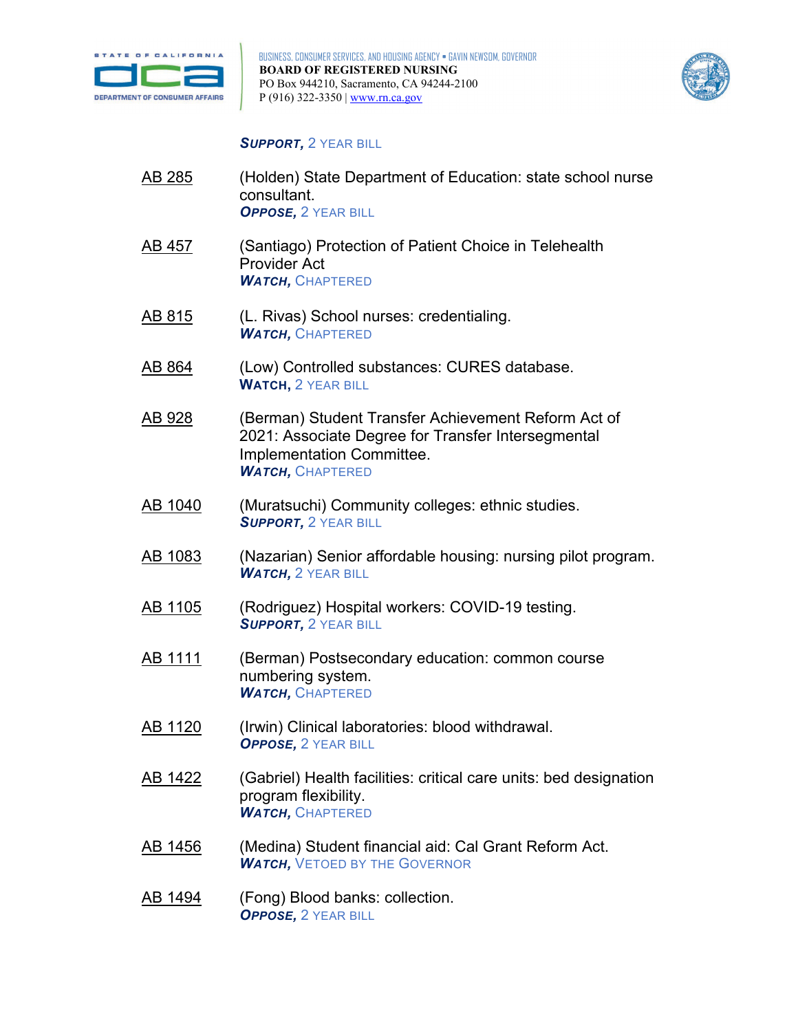***SUPPORT***, 2 YEAR BILL

AB 285 (Holden) State Department of Education: state school nurse consultant.
***OPPOSE***, 2 YEAR BILL

AB 457 (Santiago) Protection of Patient Choice in Telehealth Provider Act
***WATCH***, CHAPTERED

AB 815 (L. Rivas) School nurses: credentialing.
***WATCH***, CHAPTERED

AB 864 (Low) Controlled substances: CURES database.
**WATCH**, 2 YEAR BILL

AB 928 (Berman) Student Transfer Achievement Reform Act of 2021: Associate Degree for Transfer Intersegmental Implementation Committee.
***WATCH***, CHAPTERED

AB 1040 (Muratsuchi) Community colleges: ethnic studies.
***SUPPORT***, 2 YEAR BILL

AB 1083 (Nazarian) Senior affordable housing: nursing pilot program.
***WATCH***, 2 YEAR BILL

AB 1105 (Rodriguez) Hospital workers: COVID-19 testing.
***SUPPORT***, 2 YEAR BILL

AB 1111 (Berman) Postsecondary education: common course numbering system.
***WATCH***, CHAPTERED

AB 1120 (Irwin) Clinical laboratories: blood withdrawal.
***OPPOSE***, 2 YEAR BILL

AB 1422 (Gabriel) Health facilities: critical care units: bed designation program flexibility.
***WATCH***, CHAPTERED

AB 1456 (Medina) Student financial aid: Cal Grant Reform Act.
***WATCH***, VETOED BY THE GOVERNOR

AB 1494 (Fong) Blood banks: collection.
***OPPOSE***, 2 YEAR BILL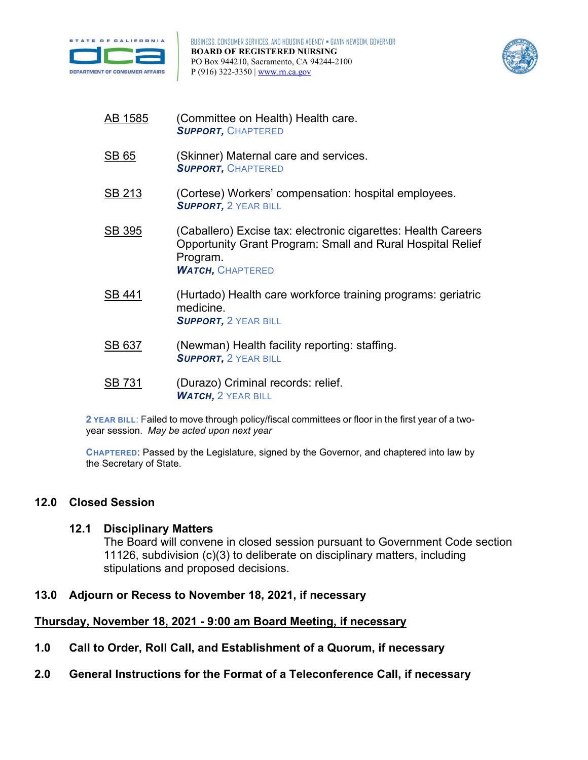AB 1585 (Committee on Health) Health care.
***SUPPORT,*** CHAPTERED

SB 65 (Skinner) Maternal care and services.
***SUPPORT,*** CHAPTERED

SB 213 (Cortese) Workers' compensation: hospital employees.
***SUPPORT,*** 2 YEAR BILL

SB 395 (Caballero) Excise tax: electronic cigarettes: Health Careers Opportunity Grant Program: Small and Rural Hospital Relief Program.
***WATCH,*** CHAPTERED

SB 441 (Hurtado) Health care workforce training programs: geriatric medicine.
***SUPPORT,*** 2 YEAR BILL

SB 637 (Newman) Health facility reporting: staffing.
***SUPPORT,*** 2 YEAR BILL

SB 731 (Durazo) Criminal records: relief.
***WATCH,*** 2 YEAR BILL

**2 YEAR BILL**: Failed to move through policy/fiscal committees or floor in the first year of a two-year session. *May be acted upon next year*

**CHAPTERED**: Passed by the Legislature, signed by the Governor, and chaptered into law by the Secretary of State.

## 12.0 Closed Session

### 12.1 Disciplinary Matters

The Board will convene in closed session pursuant to Government Code section 11126, subdivision (c)(3) to deliberate on disciplinary matters, including stipulations and proposed decisions.

## 13.0 Adjourn or Recess to November 18, 2021, if necessary

## Thursday, November 18, 2021 - 9:00 am Board Meeting, if necessary

## 1.0 Call to Order, Roll Call, and Establishment of a Quorum, if necessary

## 2.0 General Instructions for the Format of a Teleconference Call, if necessary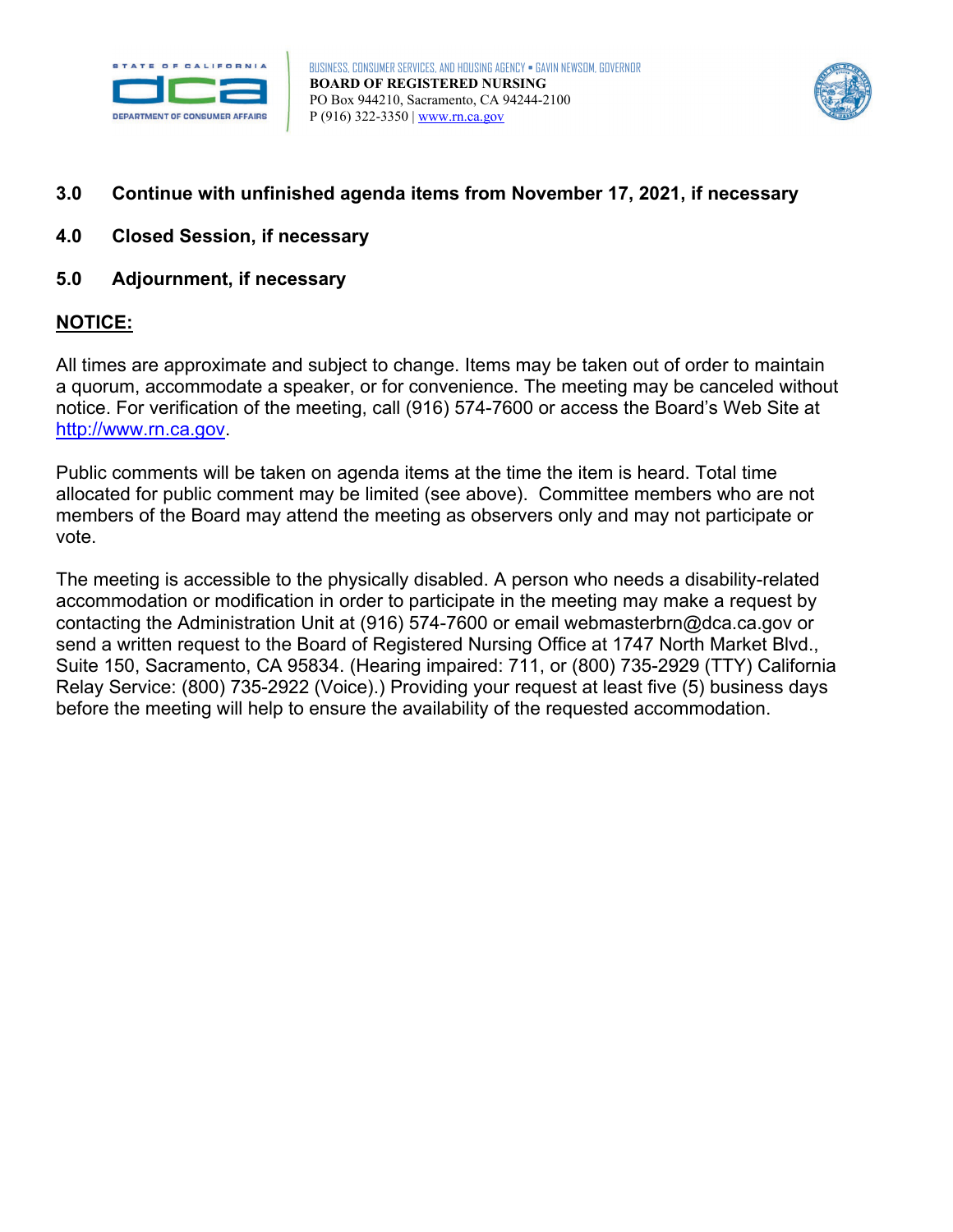**3.0 Continue with unfinished agenda items from November 17, 2021, if necessary**

**4.0 Closed Session, if necessary**

**5.0 Adjournment, if necessary**

**NOTICE:**

All times are approximate and subject to change. Items may be taken out of order to maintain a quorum, accommodate a speaker, or for convenience. The meeting may be canceled without notice. For verification of the meeting, call (916) 574-7600 or access the Board's Web Site at http://www.rn.ca.gov.

Public comments will be taken on agenda items at the time the item is heard. Total time allocated for public comment may be limited (see above). Committee members who are not members of the Board may attend the meeting as observers only and may not participate or vote.

The meeting is accessible to the physically disabled. A person who needs a disability-related accommodation or modification in order to participate in the meeting may make a request by contacting the Administration Unit at (916) 574-7600 or email webmasterbrn@dca.ca.gov or send a written request to the Board of Registered Nursing Office at 1747 North Market Blvd., Suite 150, Sacramento, CA 95834. (Hearing impaired: 711, or (800) 735-2929 (TTY) California Relay Service: (800) 735-2922 (Voice).) Providing your request at least five (5) business days before the meeting will help to ensure the availability of the requested accommodation.